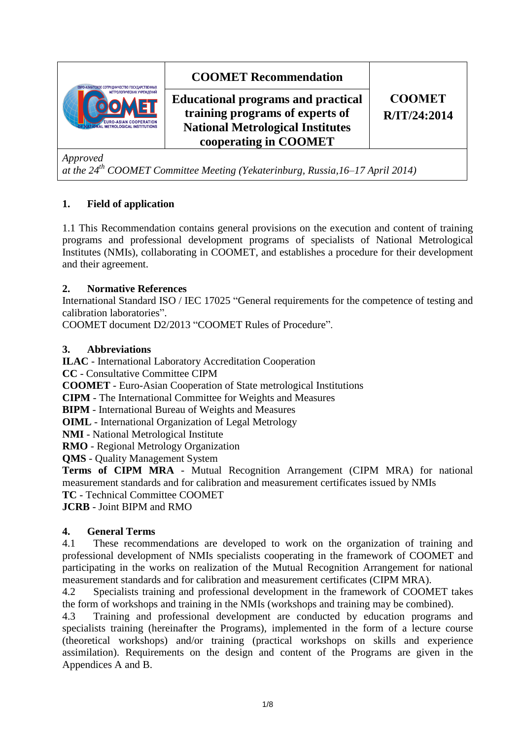| | COOMET Recommendation | |
|---|---|---|
| | **Educational programs and practical training programs of experts of National Metrological Institutes cooperating in COOMET** | **COOMET R/IT/24:2014** |

*Approved at the 24th COOMET Committee Meeting (Yekaterinburg, Russia,16–17 April 2014)*

## 1. Field of application

1.1 This Recommendation contains general provisions on the execution and content of training programs and professional development programs of specialists of National Metrological Institutes (NMIs), collaborating in COOMET, and establishes a procedure for their development and their agreement.

## 2. Normative References

International Standard ISO / IEC 17025 "General requirements for the competence of testing and calibration laboratories".

COOMET document D2/2013 "COOMET Rules of Procedure".

## 3. Abbreviations

**ILAC** - International Laboratory Accreditation Cooperation
**CC** - Consultative Committee CIPM
**COOMET** - Euro-Asian Cooperation of State metrological Institutions
**CIPM** - The International Committee for Weights and Measures
**BIPM** - International Bureau of Weights and Measures
**OIML** - International Organization of Legal Metrology
**NMI** - National Metrological Institute
**RMO** - Regional Metrology Organization
**QMS** - Quality Management System
**Terms of CIPM MRA** - Mutual Recognition Arrangement (CIPM MRA) for national measurement standards and for calibration and measurement certificates issued by NMIs
**TC** - Technical Committee COOMET
**JCRB** - Joint BIPM and RMO

## 4. General Terms

4.1 These recommendations are developed to work on the organization of training and professional development of NMIs specialists cooperating in the framework of COOMET and participating in the works on realization of the Mutual Recognition Arrangement for national measurement standards and for calibration and measurement certificates (CIPM MRA).

4.2 Specialists training and professional development in the framework of COOMET takes the form of workshops and training in the NMIs (workshops and training may be combined).

4.3 Training and professional development are conducted by education programs and specialists training (hereinafter the Programs), implemented in the form of a lecture course (theoretical workshops) and/or training (practical workshops on skills and experience assimilation). Requirements on the design and content of the Programs are given in the Appendices A and B.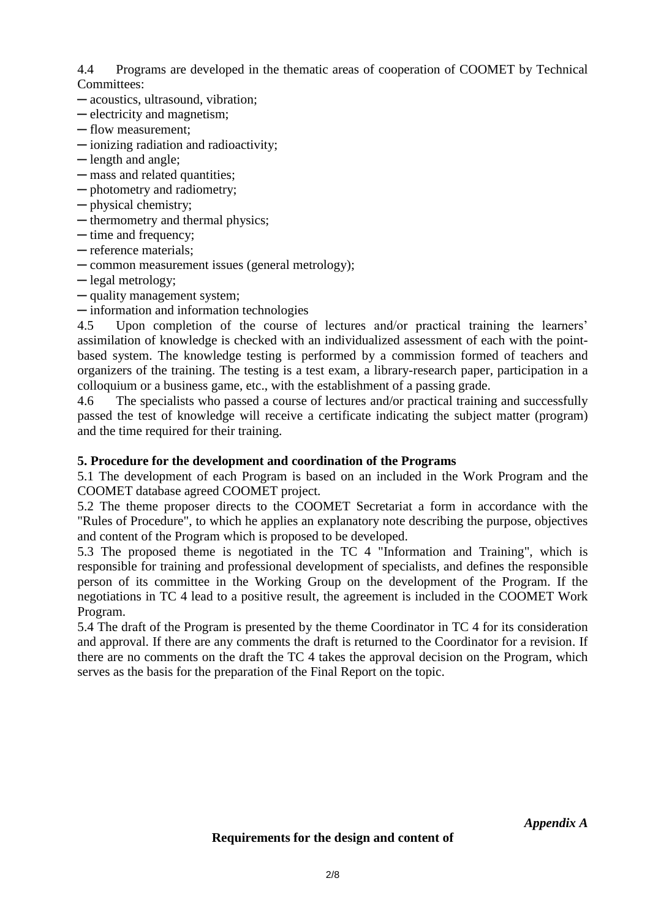4.4 Programs are developed in the thematic areas of cooperation of COOMET by Technical Committees:

─ acoustics, ultrasound, vibration;
─ electricity and magnetism;
─ flow measurement;
─ ionizing radiation and radioactivity;
─ length and angle;
─ mass and related quantities;
─ photometry and radiometry;
─ physical chemistry;
─ thermometry and thermal physics;
─ time and frequency;
─ reference materials;
─ common measurement issues (general metrology);
─ legal metrology;
─ quality management system;
─ information and information technologies

4.5 Upon completion of the course of lectures and/or practical training the learners' assimilation of knowledge is checked with an individualized assessment of each with the point-based system. The knowledge testing is performed by a commission formed of teachers and organizers of the training. The testing is a test exam, a library-research paper, participation in a colloquium or a business game, etc., with the establishment of a passing grade.

4.6 The specialists who passed a course of lectures and/or practical training and successfully passed the test of knowledge will receive a certificate indicating the subject matter (program) and the time required for their training.

**5. Procedure for the development and coordination of the Programs**

5.1 The development of each Program is based on an included in the Work Program and the COOMET database agreed COOMET project.

5.2 The theme proposer directs to the COOMET Secretariat a form in accordance with the "Rules of Procedure", to which he applies an explanatory note describing the purpose, objectives and content of the Program which is proposed to be developed.

5.3 The proposed theme is negotiated in the TC 4 "Information and Training", which is responsible for training and professional development of specialists, and defines the responsible person of its committee in the Working Group on the development of the Program. If the negotiations in TC 4 lead to a positive result, the agreement is included in the COOMET Work Program.

5.4 The draft of the Program is presented by the theme Coordinator in TC 4 for its consideration and approval. If there are any comments the draft is returned to the Coordinator for a revision. If there are no comments on the draft the TC 4 takes the approval decision on the Program, which serves as the basis for the preparation of the Final Report on the topic.

*Appendix A*

**Requirements for the design and content of**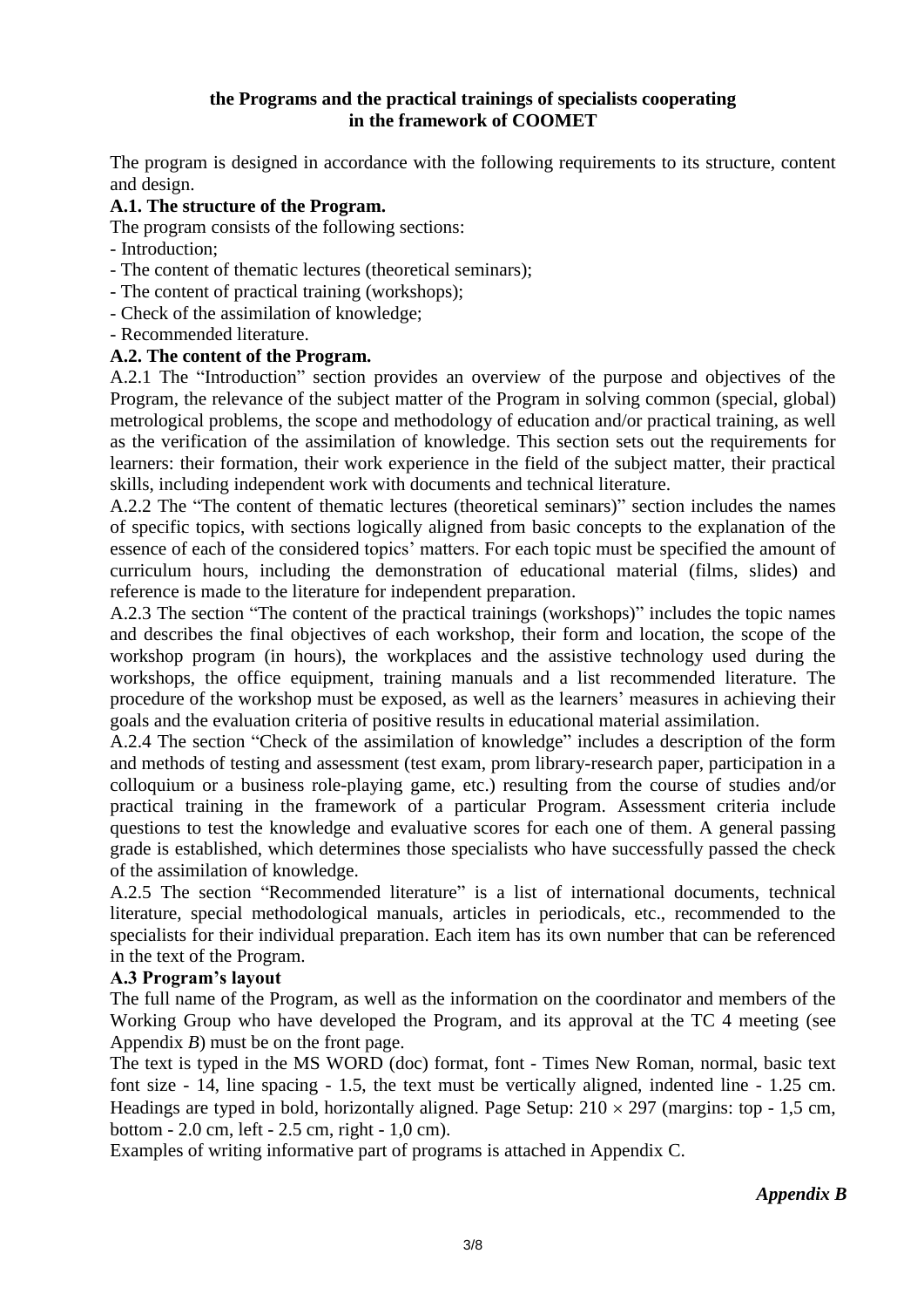**the Programs and the practical trainings of specialists cooperating in the framework of COOMET**

The program is designed in accordance with the following requirements to its structure, content and design.

**A.1. The structure of the Program.**

The program consists of the following sections:

- Introduction;
- The content of thematic lectures (theoretical seminars);
- The content of practical training (workshops);
- Check of the assimilation of knowledge;
- Recommended literature.

**A.2. The content of the Program.**

A.2.1 The "Introduction" section provides an overview of the purpose and objectives of the Program, the relevance of the subject matter of the Program in solving common (special, global) metrological problems, the scope and methodology of education and/or practical training, as well as the verification of the assimilation of knowledge. This section sets out the requirements for learners: their formation, their work experience in the field of the subject matter, their practical skills, including independent work with documents and technical literature.

A.2.2 The "The content of thematic lectures (theoretical seminars)" section includes the names of specific topics, with sections logically aligned from basic concepts to the explanation of the essence of each of the considered topics' matters. For each topic must be specified the amount of curriculum hours, including the demonstration of educational material (films, slides) and reference is made to the literature for independent preparation.

A.2.3 The section "The content of the practical trainings (workshops)" includes the topic names and describes the final objectives of each workshop, their form and location, the scope of the workshop program (in hours), the workplaces and the assistive technology used during the workshops, the office equipment, training manuals and a list recommended literature. The procedure of the workshop must be exposed, as well as the learners' measures in achieving their goals and the evaluation criteria of positive results in educational material assimilation.

A.2.4 The section "Check of the assimilation of knowledge" includes a description of the form and methods of testing and assessment (test exam, prom library-research paper, participation in a colloquium or a business role-playing game, etc.) resulting from the course of studies and/or practical training in the framework of a particular Program. Assessment criteria include questions to test the knowledge and evaluative scores for each one of them. A general passing grade is established, which determines those specialists who have successfully passed the check of the assimilation of knowledge.

A.2.5 The section "Recommended literature" is a list of international documents, technical literature, special methodological manuals, articles in periodicals, etc., recommended to the specialists for their individual preparation. Each item has its own number that can be referenced in the text of the Program.

**A.3 Program's layout**

The full name of the Program, as well as the information on the coordinator and members of the Working Group who have developed the Program, and its approval at the TC 4 meeting (see Appendix *B*) must be on the front page.

The text is typed in the MS WORD (doc) format, font - Times New Roman, normal, basic text font size - 14, line spacing - 1.5, the text must be vertically aligned, indented line - 1.25 cm. Headings are typed in bold, horizontally aligned. Page Setup: 210 × 297 (margins: top - 1,5 cm, bottom - 2.0 cm, left - 2.5 cm, right - 1,0 cm).

Examples of writing informative part of programs is attached in Appendix C.

***Appendix B***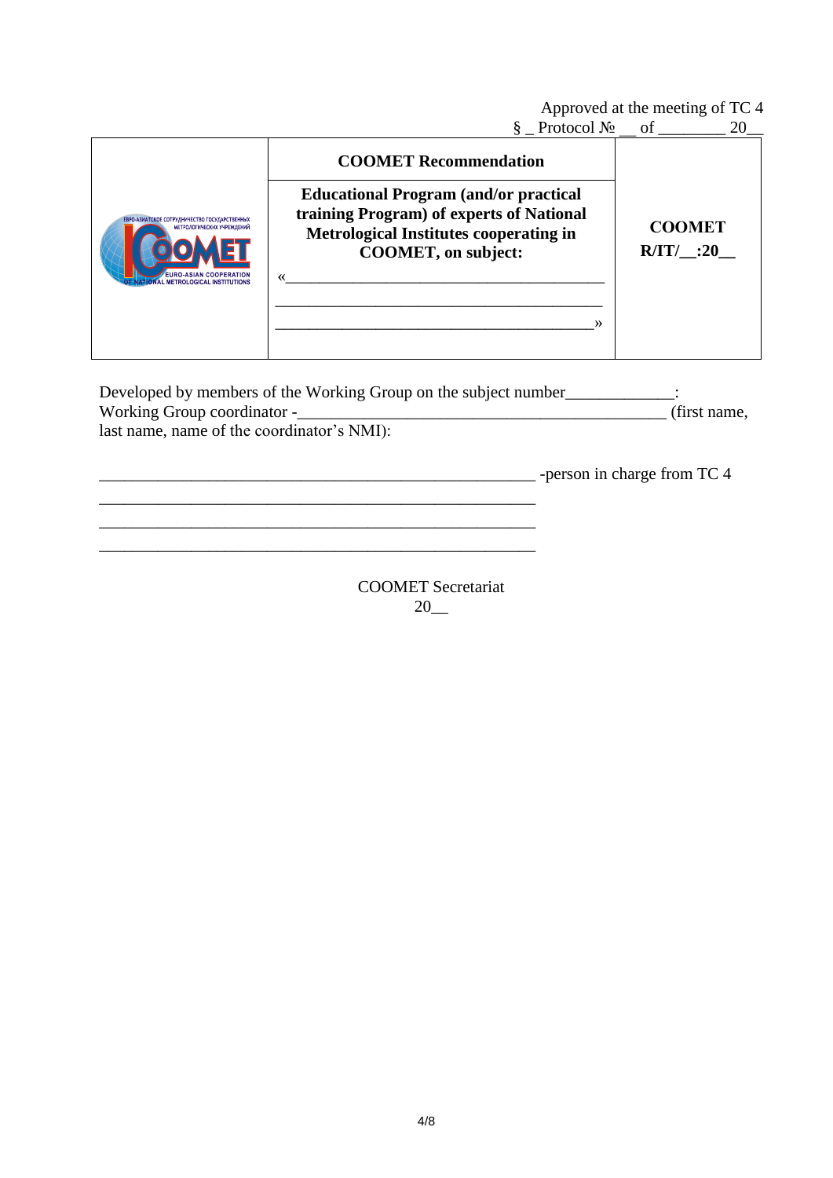Approved at the meeting of TC 4
§ _ Protocol № __ of ________ 20__

| | **COOMET Recommendation** | |
|---|---|---|
| ЕВРО-АЗИАТСКОЕ СОТРУДНИЧЕСТВО ГОСУДАРСТВЕННЫХ МЕТРОЛОГИЧЕСКИХ УЧРЕЖДЕНИЙ COOMET EURO-ASIAN COOPERATION OF NATIONAL METROLOGICAL INSTITUTIONS | **Educational Program (and/or practical training Program) of experts of National Metrological Institutes cooperating in COOMET, on subject:** «_________________________________________ _________________________________________ _________________________________________» | **COOMET R/IT/__:20__** |

Developed by members of the Working Group on the subject number_____________:
Working Group coordinator -_______________________________________________ (first name, last name, name of the coordinator's NMI):

_______________________________________________________ -person in charge from TC 4
_______________________________________________________
_______________________________________________________
_______________________________________________________

COOMET Secretariat
20__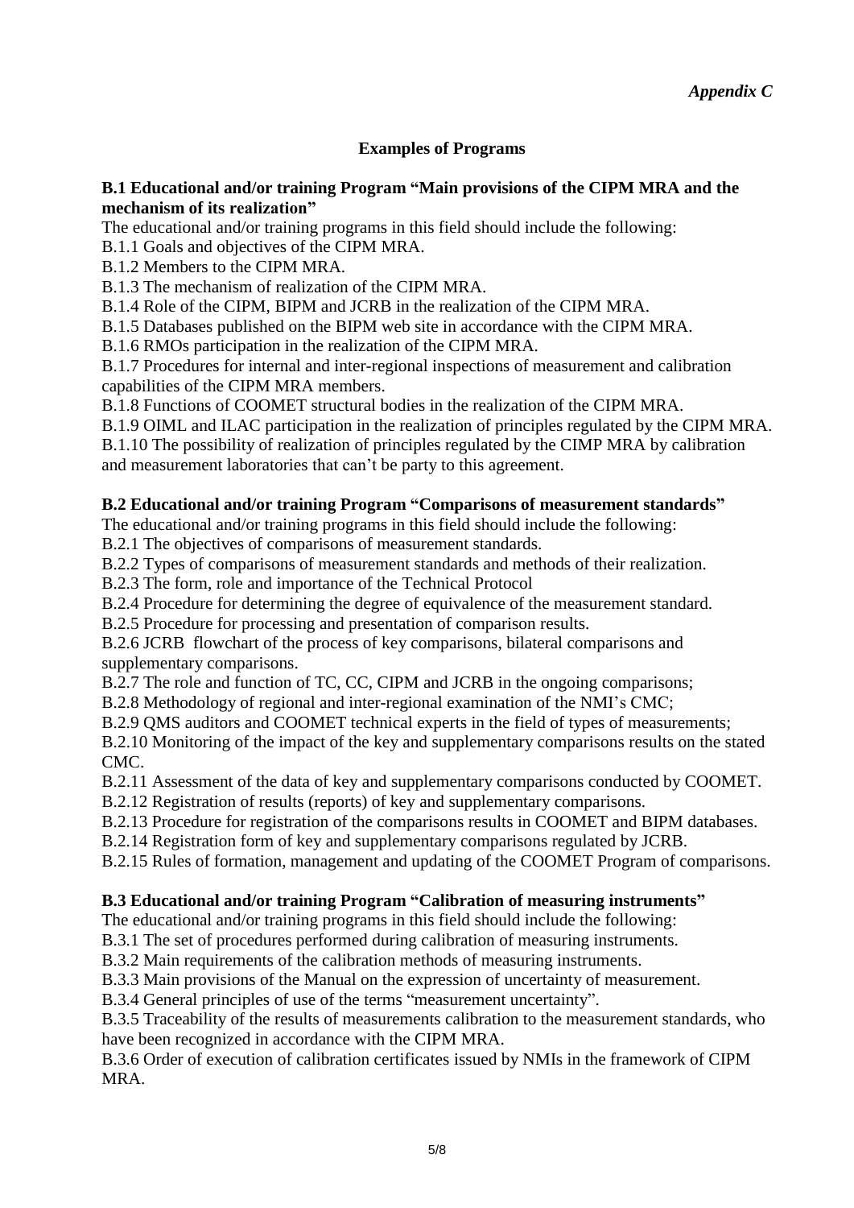*Appendix C*

**Examples of Programs**

**B.1 Educational and/or training Program "Main provisions of the CIPM MRA and the mechanism of its realization"**

The educational and/or training programs in this field should include the following:

B.1.1 Goals and objectives of the CIPM MRA.

B.1.2 Members to the CIPM MRA.

B.1.3 The mechanism of realization of the CIPM MRA.

B.1.4 Role of the CIPM, BIPM and JCRB in the realization of the CIPM MRA.

B.1.5 Databases published on the BIPM web site in accordance with the CIPM MRA.

B.1.6 RMOs participation in the realization of the CIPM MRA.

B.1.7 Procedures for internal and inter-regional inspections of measurement and calibration capabilities of the CIPM MRA members.

B.1.8 Functions of COOMET structural bodies in the realization of the CIPM MRA.

B.1.9 OIML and ILAC participation in the realization of principles regulated by the CIPM MRA.

B.1.10 The possibility of realization of principles regulated by the CIMP MRA by calibration and measurement laboratories that can't be party to this agreement.

**B.2 Educational and/or training Program "Comparisons of measurement standards"**

The educational and/or training programs in this field should include the following:

B.2.1 The objectives of comparisons of measurement standards.

B.2.2 Types of comparisons of measurement standards and methods of their realization.

B.2.3 The form, role and importance of the Technical Protocol

B.2.4 Procedure for determining the degree of equivalence of the measurement standard.

B.2.5 Procedure for processing and presentation of comparison results.

B.2.6 JCRB flowchart of the process of key comparisons, bilateral comparisons and supplementary comparisons.

B.2.7 The role and function of TC, CC, CIPM and JCRB in the ongoing comparisons;

B.2.8 Methodology of regional and inter-regional examination of the NMI's CMC;

B.2.9 QMS auditors and COOMET technical experts in the field of types of measurements;

B.2.10 Monitoring of the impact of the key and supplementary comparisons results on the stated CMC.

B.2.11 Assessment of the data of key and supplementary comparisons conducted by COOMET.

B.2.12 Registration of results (reports) of key and supplementary comparisons.

B.2.13 Procedure for registration of the comparisons results in COOMET and BIPM databases.

B.2.14 Registration form of key and supplementary comparisons regulated by JCRB.

B.2.15 Rules of formation, management and updating of the COOMET Program of comparisons.

**B.3 Educational and/or training Program "Calibration of measuring instruments"**

The educational and/or training programs in this field should include the following:

B.3.1 The set of procedures performed during calibration of measuring instruments.

B.3.2 Main requirements of the calibration methods of measuring instruments.

B.3.3 Main provisions of the Manual on the expression of uncertainty of measurement.

B.3.4 General principles of use of the terms "measurement uncertainty".

B.3.5 Traceability of the results of measurements calibration to the measurement standards, who have been recognized in accordance with the CIPM MRA.

B.3.6 Order of execution of calibration certificates issued by NMIs in the framework of CIPM MRA.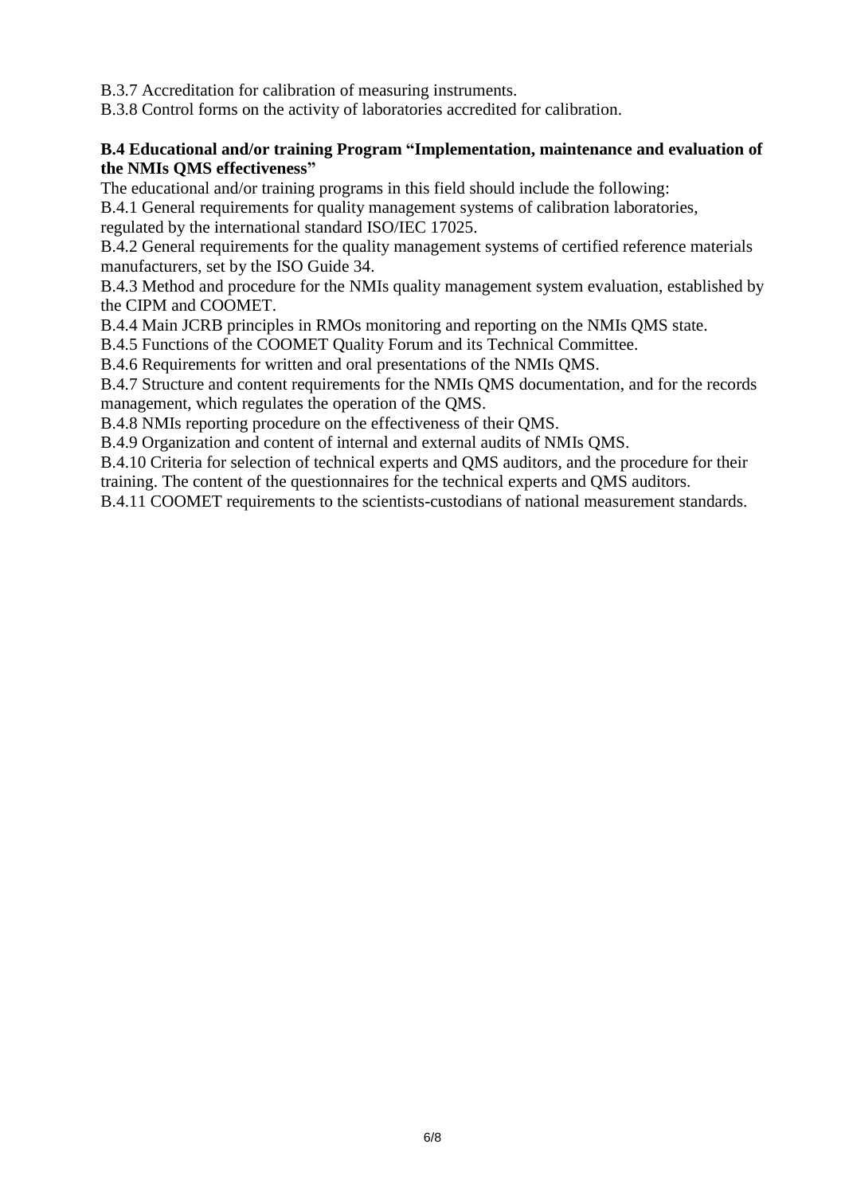B.3.7 Accreditation for calibration of measuring instruments.

B.3.8 Control forms on the activity of laboratories accredited for calibration.

**B.4 Educational and/or training Program "Implementation, maintenance and evaluation of the NMIs QMS effectiveness"**

The educational and/or training programs in this field should include the following:

B.4.1 General requirements for quality management systems of calibration laboratories, regulated by the international standard ISO/IEC 17025.

B.4.2 General requirements for the quality management systems of certified reference materials manufacturers, set by the ISO Guide 34.

B.4.3 Method and procedure for the NMIs quality management system evaluation, established by the CIPM and COOMET.

B.4.4 Main JCRB principles in RMOs monitoring and reporting on the NMIs QMS state.

B.4.5 Functions of the COOMET Quality Forum and its Technical Committee.

B.4.6 Requirements for written and oral presentations of the NMIs QMS.

B.4.7 Structure and content requirements for the NMIs QMS documentation, and for the records management, which regulates the operation of the QMS.

B.4.8 NMIs reporting procedure on the effectiveness of their QMS.

B.4.9 Organization and content of internal and external audits of NMIs QMS.

B.4.10 Criteria for selection of technical experts and QMS auditors, and the procedure for their training. The content of the questionnaires for the technical experts and QMS auditors.

B.4.11 COOMET requirements to the scientists-custodians of national measurement standards.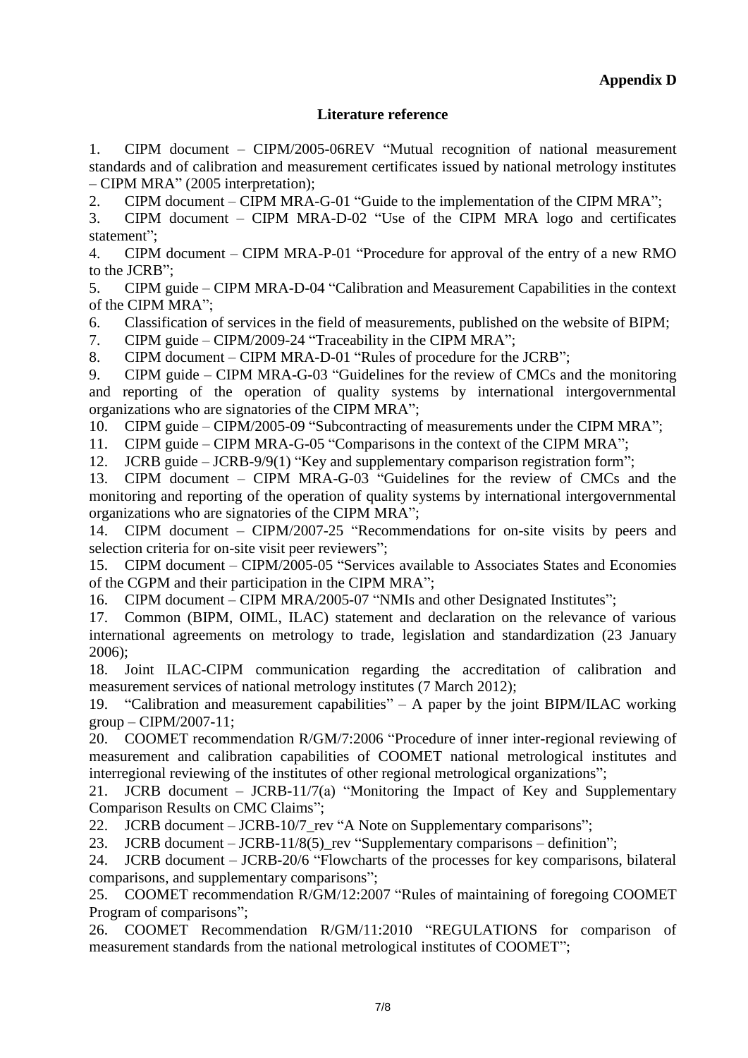**Appendix D**

**Literature reference**

1. CIPM document – CIPM/2005-06REV "Mutual recognition of national measurement standards and of calibration and measurement certificates issued by national metrology institutes – CIPM MRA" (2005 interpretation);
2. CIPM document – CIPM MRA-G-01 "Guide to the implementation of the CIPM MRA";
3. CIPM document – CIPM MRA-D-02 "Use of the CIPM MRA logo and certificates statement";
4. CIPM document – CIPM MRA-P-01 "Procedure for approval of the entry of a new RMO to the JCRB";
5. CIPM guide – CIPM MRA-D-04 "Calibration and Measurement Capabilities in the context of the CIPM MRA";
6. Classification of services in the field of measurements, published on the website of BIPM;
7. CIPM guide – CIPM/2009-24 "Traceability in the CIPM MRA";
8. CIPM document – CIPM MRA-D-01 "Rules of procedure for the JCRB";
9. CIPM guide – CIPM MRA-G-03 "Guidelines for the review of CMCs and the monitoring and reporting of the operation of quality systems by international intergovernmental organizations who are signatories of the CIPM MRA";
10. CIPM guide – CIPM/2005-09 "Subcontracting of measurements under the CIPM MRA";
11. CIPM guide – CIPM MRA-G-05 "Comparisons in the context of the CIPM MRA";
12. JCRB guide – JCRB-9/9(1) "Key and supplementary comparison registration form";
13. CIPM document – CIPM MRA-G-03 "Guidelines for the review of CMCs and the monitoring and reporting of the operation of quality systems by international intergovernmental organizations who are signatories of the CIPM MRA";
14. CIPM document – CIPM/2007-25 "Recommendations for on-site visits by peers and selection criteria for on-site visit peer reviewers";
15. CIPM document – CIPM/2005-05 "Services available to Associates States and Economies of the CGPM and their participation in the CIPM MRA";
16. CIPM document – CIPM MRA/2005-07 "NMIs and other Designated Institutes";
17. Common (BIPM, OIML, ILAC) statement and declaration on the relevance of various international agreements on metrology to trade, legislation and standardization (23 January 2006);
18. Joint ILAC-CIPM communication regarding the accreditation of calibration and measurement services of national metrology institutes (7 March 2012);
19. "Calibration and measurement capabilities" – A paper by the joint BIPM/ILAC working group – CIPM/2007-11;
20. COOMET recommendation R/GM/7:2006 "Procedure of inner inter-regional reviewing of measurement and calibration capabilities of COOMET national metrological institutes and interregional reviewing of the institutes of other regional metrological organizations";
21. JCRB document – JCRB-11/7(a) "Monitoring the Impact of Key and Supplementary Comparison Results on CMC Claims";
22. JCRB document – JCRB-10/7_rev "A Note on Supplementary comparisons";
23. JCRB document – JCRB-11/8(5)_rev "Supplementary comparisons – definition";
24. JCRB document – JCRB-20/6 "Flowcharts of the processes for key comparisons, bilateral comparisons, and supplementary comparisons";
25. COOMET recommendation R/GM/12:2007 "Rules of maintaining of foregoing COOMET Program of comparisons";
26. COOMET Recommendation R/GM/11:2010 "REGULATIONS for comparison of measurement standards from the national metrological institutes of COOMET";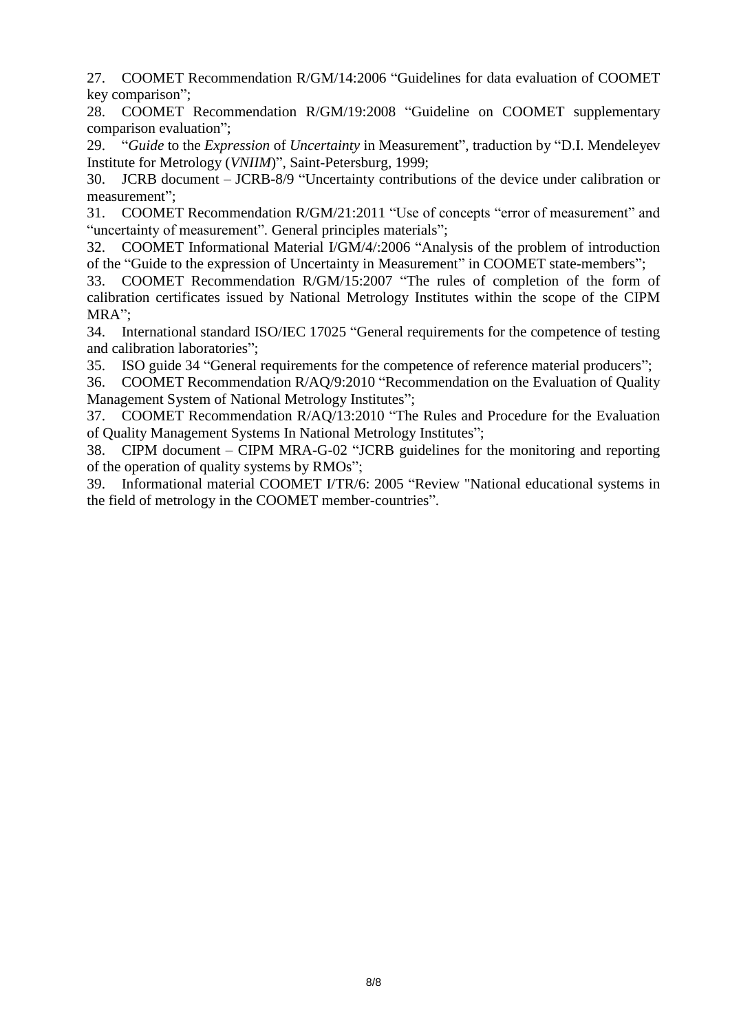27. COOMET Recommendation R/GM/14:2006 "Guidelines for data evaluation of COOMET key comparison";

28. COOMET Recommendation R/GM/19:2008 "Guideline on COOMET supplementary comparison evaluation";

29. "*Guide* to the *Expression* of *Uncertainty* in Measurement", traduction by "D.I. Mendeleyev Institute for Metrology (*VNIIM*)", Saint-Petersburg, 1999;

30. JCRB document – JCRB-8/9 "Uncertainty contributions of the device under calibration or measurement";

31. COOMET Recommendation R/GM/21:2011 "Use of concepts "error of measurement" and "uncertainty of measurement". General principles materials";

32. COOMET Informational Material I/GM/4/:2006 "Analysis of the problem of introduction of the "Guide to the expression of Uncertainty in Measurement" in COOMET state-members";

33. COOMET Recommendation R/GM/15:2007 "The rules of completion of the form of calibration certificates issued by National Metrology Institutes within the scope of the CIPM MRA";

34. International standard ISO/IEC 17025 "General requirements for the competence of testing and calibration laboratories";

35. ISO guide 34 "General requirements for the competence of reference material producers";

36. COOMET Recommendation R/AQ/9:2010 "Recommendation on the Evaluation of Quality Management System of National Metrology Institutes";

37. COOMET Recommendation R/AQ/13:2010 "The Rules and Procedure for the Evaluation of Quality Management Systems In National Metrology Institutes";

38. CIPM document – CIPM MRA-G-02 "JCRB guidelines for the monitoring and reporting of the operation of quality systems by RMOs";

39. Informational material COOMET I/TR/6: 2005 "Review "National educational systems in the field of metrology in the COOMET member-countries".